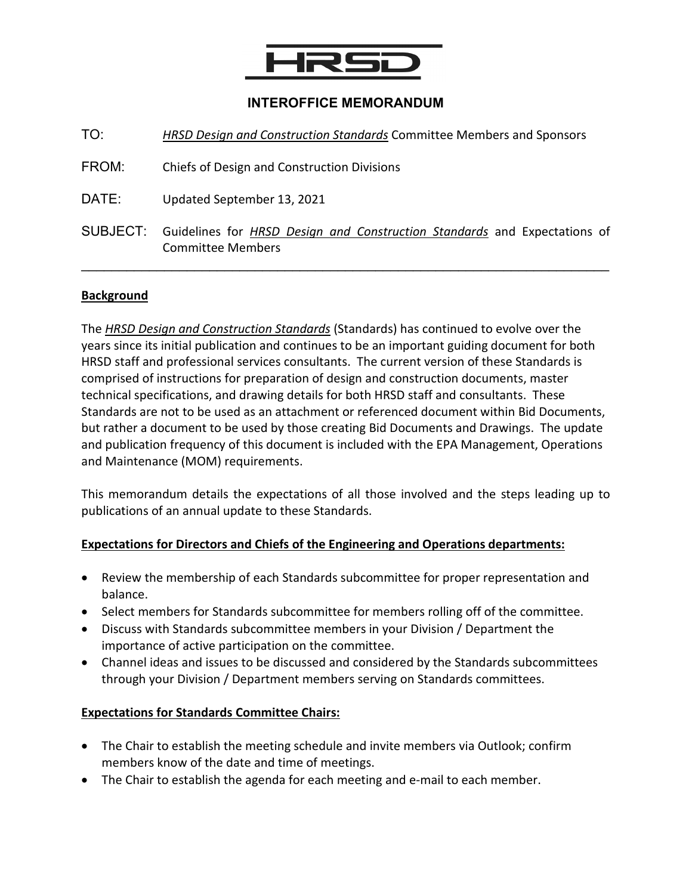# HRSD

## INTEROFFICE MEMORANDUM

TO: *HRSD Design and Construction Standards* Committee Members and Sponsors

FROM: Chiefs of Design and Construction Divisions

DATE: Updated September 13, 2021

SUBJECT: Guidelines for ***HRSD Design and Construction Standards*** and Expectations of Committee Members

---

**Background**

The ***HRSD Design and Construction Standards*** (Standards) has continued to evolve over the years since its initial publication and continues to be an important guiding document for both HRSD staff and professional services consultants. The current version of these Standards is comprised of instructions for preparation of design and construction documents, master technical specifications, and drawing details for both HRSD staff and consultants. These Standards are not to be used as an attachment or referenced document within Bid Documents, but rather a document to be used by those creating Bid Documents and Drawings. The update and publication frequency of this document is included with the EPA Management, Operations and Maintenance (MOM) requirements.

This memorandum details the expectations of all those involved and the steps leading up to publications of an annual update to these Standards.

**Expectations for Directors and Chiefs of the Engineering and Operations departments:**

- Review the membership of each Standards subcommittee for proper representation and balance.
- Select members for Standards subcommittee for members rolling off of the committee.
- Discuss with Standards subcommittee members in your Division / Department the importance of active participation on the committee.
- Channel ideas and issues to be discussed and considered by the Standards subcommittees through your Division / Department members serving on Standards committees.

**Expectations for Standards Committee Chairs:**

- The Chair to establish the meeting schedule and invite members via Outlook; confirm members know of the date and time of meetings.
- The Chair to establish the agenda for each meeting and e-mail to each member.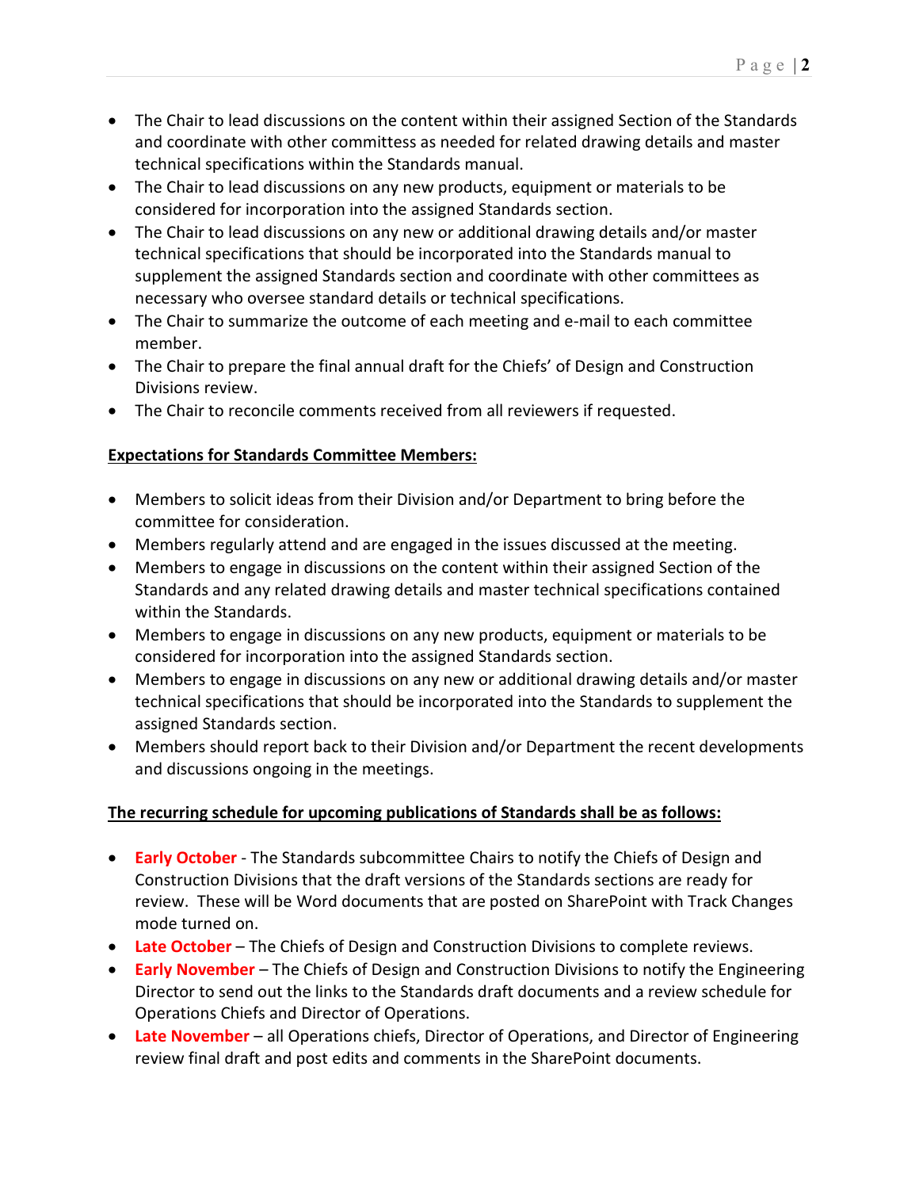- The Chair to lead discussions on the content within their assigned Section of the Standards and coordinate with other committess as needed for related drawing details and master technical specifications within the Standards manual.
- The Chair to lead discussions on any new products, equipment or materials to be considered for incorporation into the assigned Standards section.
- The Chair to lead discussions on any new or additional drawing details and/or master technical specifications that should be incorporated into the Standards manual to supplement the assigned Standards section and coordinate with other committees as necessary who oversee standard details or technical specifications.
- The Chair to summarize the outcome of each meeting and e-mail to each committee member.
- The Chair to prepare the final annual draft for the Chiefs' of Design and Construction Divisions review.
- The Chair to reconcile comments received from all reviewers if requested.

**Expectations for Standards Committee Members:**

- Members to solicit ideas from their Division and/or Department to bring before the committee for consideration.
- Members regularly attend and are engaged in the issues discussed at the meeting.
- Members to engage in discussions on the content within their assigned Section of the Standards and any related drawing details and master technical specifications contained within the Standards.
- Members to engage in discussions on any new products, equipment or materials to be considered for incorporation into the assigned Standards section.
- Members to engage in discussions on any new or additional drawing details and/or master technical specifications that should be incorporated into the Standards to supplement the assigned Standards section.
- Members should report back to their Division and/or Department the recent developments and discussions ongoing in the meetings.

**The recurring schedule for upcoming publications of Standards shall be as follows:**

- **Early October** - The Standards subcommittee Chairs to notify the Chiefs of Design and Construction Divisions that the draft versions of the Standards sections are ready for review. These will be Word documents that are posted on SharePoint with Track Changes mode turned on.
- **Late October** – The Chiefs of Design and Construction Divisions to complete reviews.
- **Early November** – The Chiefs of Design and Construction Divisions to notify the Engineering Director to send out the links to the Standards draft documents and a review schedule for Operations Chiefs and Director of Operations.
- **Late November** – all Operations chiefs, Director of Operations, and Director of Engineering review final draft and post edits and comments in the SharePoint documents.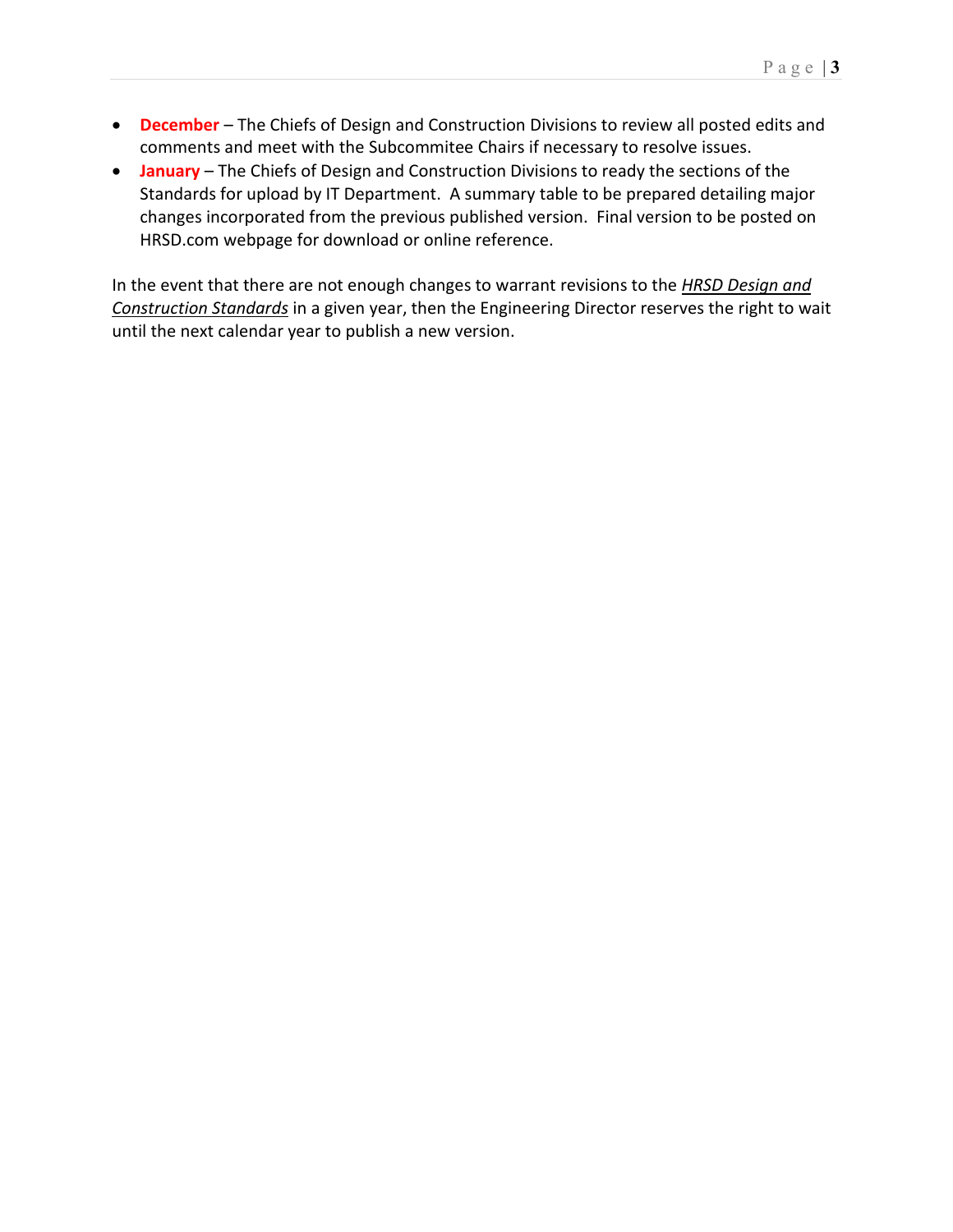- **December** – The Chiefs of Design and Construction Divisions to review all posted edits and comments and meet with the Subcommitee Chairs if necessary to resolve issues.
- **January** – The Chiefs of Design and Construction Divisions to ready the sections of the Standards for upload by IT Department. A summary table to be prepared detailing major changes incorporated from the previous published version. Final version to be posted on HRSD.com webpage for download or online reference.

In the event that there are not enough changes to warrant revisions to the *HRSD Design and Construction Standards* in a given year, then the Engineering Director reserves the right to wait until the next calendar year to publish a new version.